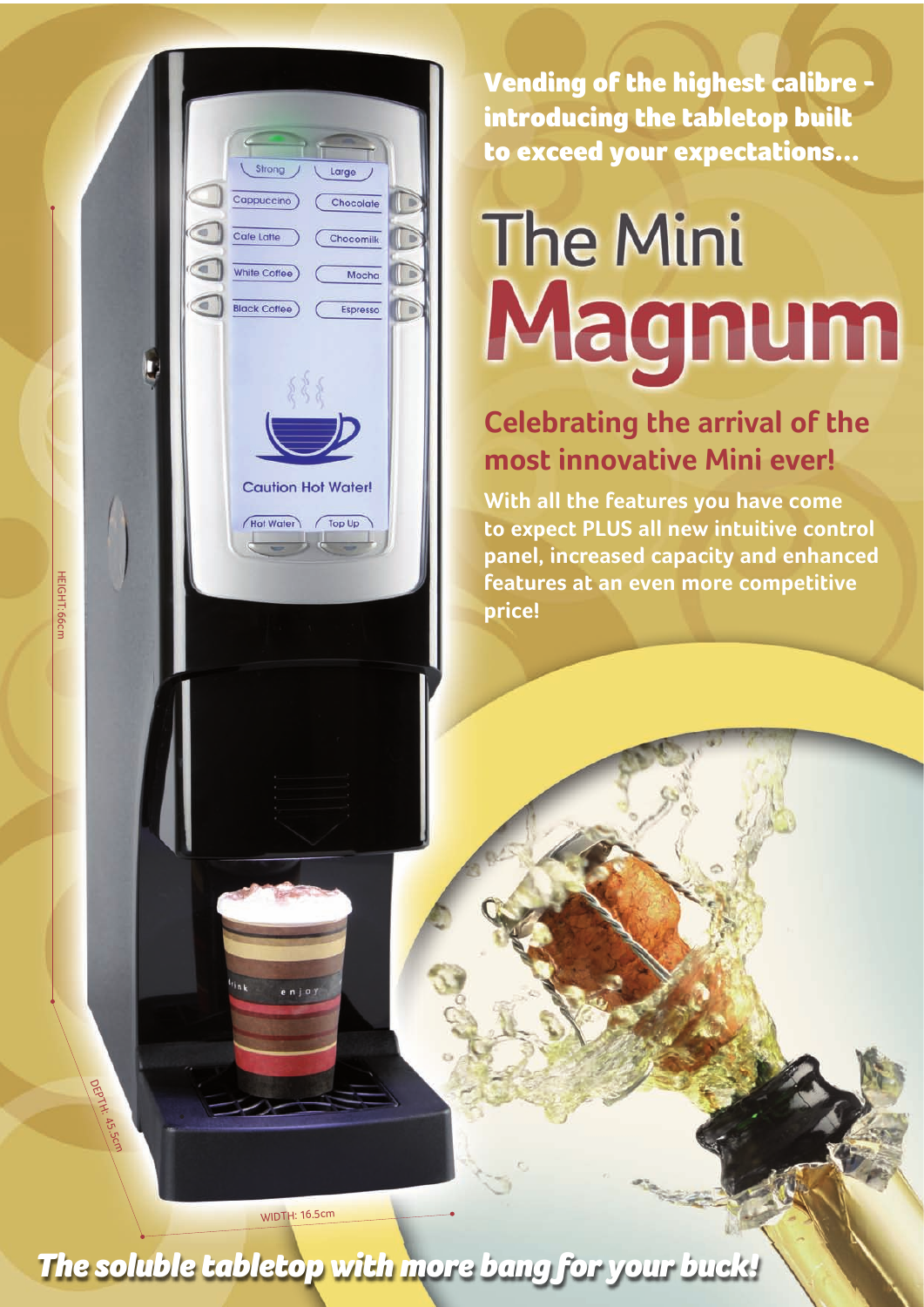**Vending of the highest calibre - introducing the tabletop built to exceed your expectations...**

# The Mini Magnum

## Celebrating the arrival of the most innovative Mini ever!

**With all the features you have come to expect PLUS all new intuitive control panel, increased capacity and enhanced features at an even more competitive price!**

Strong | Large

Cappuccino | Chocolate

Cafe Latte | Chocomilk

White Coffee | Mocha

Black Coffee | Espresso

Caution Hot Water!

Hot Water | Top Up

HEIGHT: 66cm

DEPTH: 45.5cm

WIDTH: 16.5cm

***The soluble tabletop with more bang for your buck!***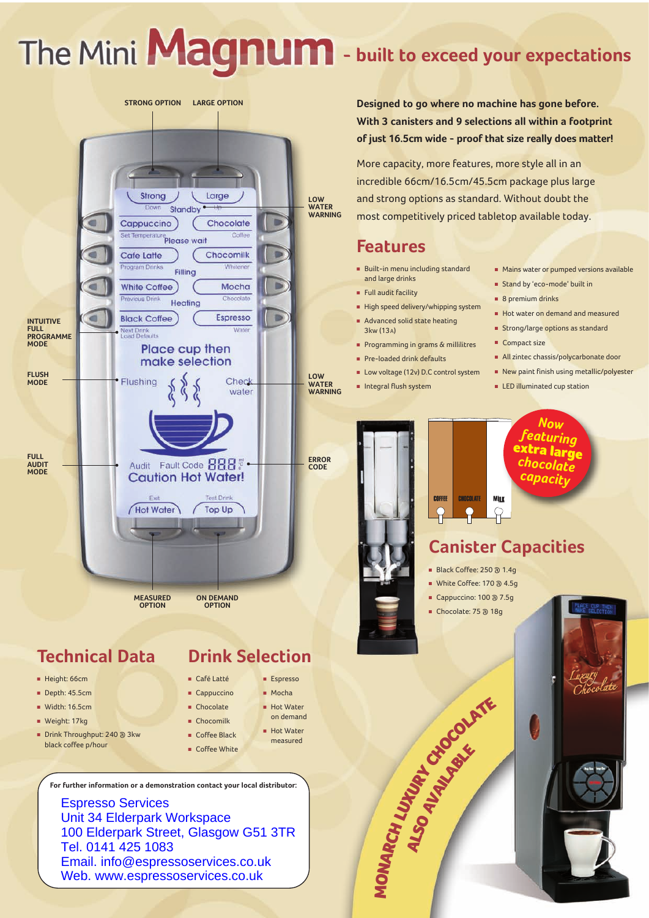# The Mini Magnum - built to exceed your expectations

STRONG OPTION
LARGE OPTION
LOW WATER WARNING
INTUITIVE FULL PROGRAMME MODE
FLUSH MODE
LOW WATER WARNING
FULL AUDIT MODE
ERROR CODE
MEASURED OPTION
ON DEMAND OPTION

Strong
Down
Large
Up
Standby
Cappuccino
Chocolate
Set Temperature
Coffee
Please wait
Cafe Latte
Chocomilk
Program Drinks
Whitener
Filling
White Coffee
Mocha
Previous Drink
Chocolate
Heating
Black Coffee
Espresso
Next Drink
Load Defaults
Water
Place cup then make selection
Flushing
Check water
Audit Fault Code 888
Caution Hot Water!
Exit
Test Drink
Hot Water
Top Up

**Designed to go where no machine has gone before. With 3 canisters and 9 selections all within a footprint of just 16.5cm wide - proof that size really does matter!**

More capacity, more features, more style all in an incredible 66cm/16.5cm/45.5cm package plus large and strong options as standard. Without doubt the most competitively priced tabletop available today.

## Features

- Built-in menu including standard and large drinks
- Full audit facility
- High speed delivery/whipping system
- Advanced solid state heating 3kw (13A)
- Programming in grams & millilitres
- Pre-loaded drink defaults
- Low voltage (12v) D.C control system
- Integral flush system
- Mains water or pumped versions available
- Stand by 'eco-mode' built in
- 8 premium drinks
- Hot water on demand and measured
- Strong/large options as standard
- Compact size
- All zintec chassis/polycarbonate door
- New paint finish using metallic/polyester
- LED illuminated cup station

COFFEE
CHOCOLATE
MILK

Now featuring extra large chocolate capacity

## Canister Capacities

- Black Coffee: 250 @ 1.4g
- White Coffee: 170 @ 4.5g
- Cappuccino: 100 @ 7.5g
- Chocolate: 75 @ 18g

## Technical Data

- Height: 66cm
- Depth: 45.5cm
- Width: 16.5cm
- Weight: 17kg
- Drink Throughput: 240 @ 3kw black coffee p/hour

## Drink Selection

- Café Latté
- Cappuccino
- Chocolate
- Chocomilk
- Coffee Black
- Coffee White
- Espresso
- Mocha
- Hot Water on demand
- Hot Water measured

MONARCH LUXURY CHOCOLATE ALSO AVAILABLE

**For further information or a demonstration contact your local distributor:**

Espresso Services
Unit 34 Elderpark Workspace
100 Elderpark Street, Glasgow G51 3TR
Tel. 0141 425 1083
Email. info@espressoservices.co.uk
Web. www.espressoservices.co.uk